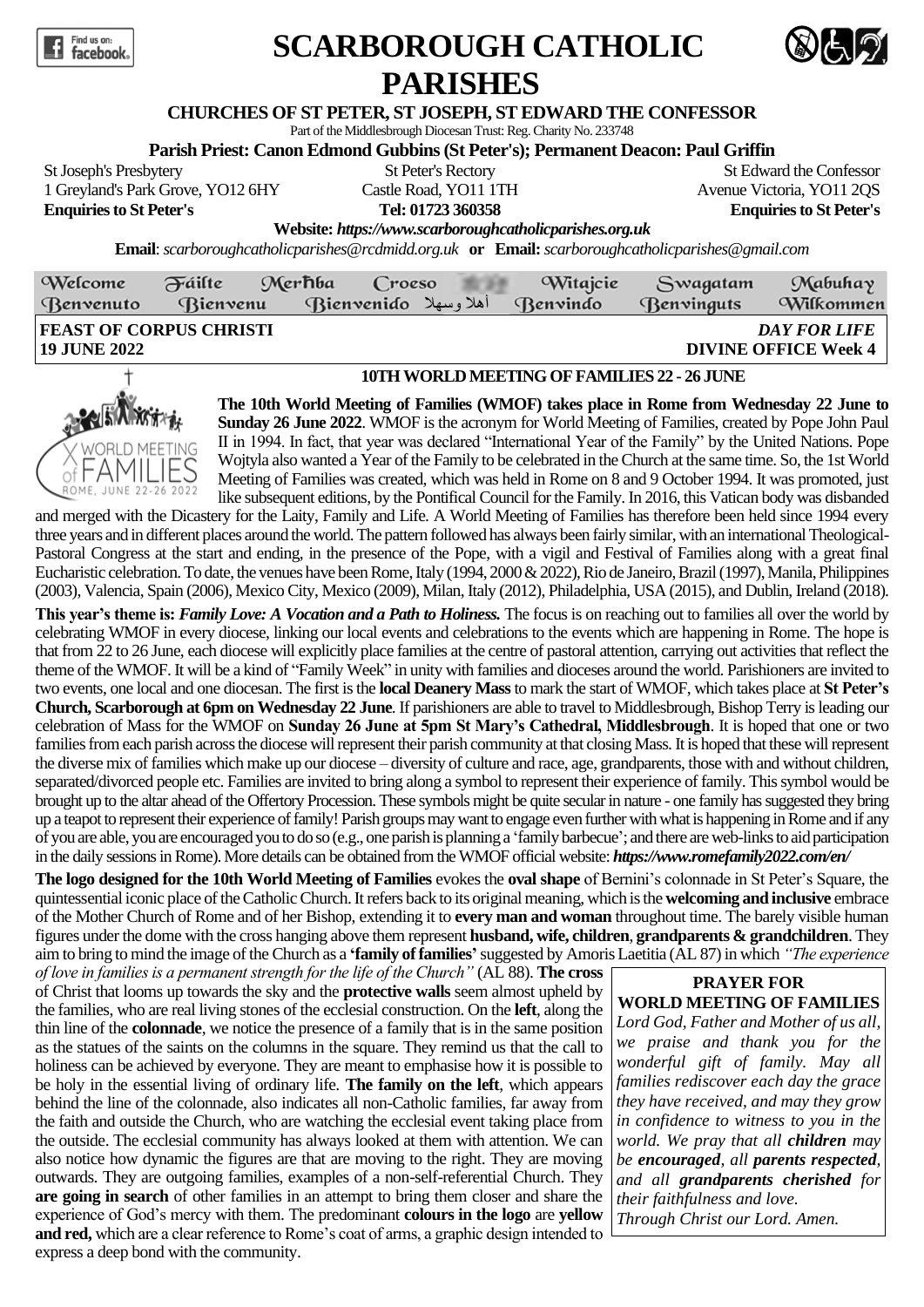# SCARBOROUGH CATHOLIC PARISHES

**CHURCHES OF ST PETER, ST JOSEPH, ST EDWARD THE CONFESSOR**

Part of the Middlesbrough Diocesan Trust: Reg. Charity No. 233748

**Parish Priest: Canon Edmond Gubbins (St Peter's); Permanent Deacon: Paul Griffin**

St Joseph's Presbytery
1 Greyland's Park Grove, YO12 6HY
**Enquiries to St Peter's**

St Peter's Rectory
Castle Road, YO11 1TH
**Tel: 01723 360358**

St Edward the Confessor
Avenue Victoria, YO11 2QS
**Enquiries to St Peter's**

**Website:** ***https://www.scarboroughcatholicparishes.org.uk***

**Email**: *scarboroughcatholicparishes@rcdmidd.org.uk* **or Email:** *scarboroughcatholicparishes@gmail.com*

Welcome Fáilte Merhba Croeso Witajcie Swagatam Mabuhay
Benvenuto Bienvenu Bienvenido أهلا وسهلا Benvindo Benvinguts Wilkommen

**FEAST OF CORPUS CHRISTI** — ***DAY FOR LIFE***
**19 JUNE 2022** — **DIVINE OFFICE Week 4**

## 10TH WORLD MEETING OF FAMILIES 22 - 26 JUNE

**The 10th World Meeting of Families (WMOF) takes place in Rome from Wednesday 22 June to Sunday 26 June 2022**. WMOF is the acronym for World Meeting of Families, created by Pope John Paul II in 1994. In fact, that year was declared "International Year of the Family" by the United Nations. Pope Wojtyla also wanted a Year of the Family to be celebrated in the Church at the same time. So, the 1st World Meeting of Families was created, which was held in Rome on 8 and 9 October 1994. It was promoted, just like subsequent editions, by the Pontifical Council for the Family. In 2016, this Vatican body was disbanded and merged with the Dicastery for the Laity, Family and Life. A World Meeting of Families has therefore been held since 1994 every three years and in different places around the world. The pattern followed has always been fairly similar, with an international Theological-Pastoral Congress at the start and ending, in the presence of the Pope, with a vigil and Festival of Families along with a great final Eucharistic celebration. To date, the venues have been Rome, Italy (1994, 2000 & 2022), Rio de Janeiro, Brazil (1997), Manila, Philippines (2003), Valencia, Spain (2006), Mexico City, Mexico (2009), Milan, Italy (2012), Philadelphia, USA (2015), and Dublin, Ireland (2018).

**This year's theme is:** ***Family Love: A Vocation and a Path to Holiness.*** The focus is on reaching out to families all over the world by celebrating WMOF in every diocese, linking our local events and celebrations to the events which are happening in Rome. The hope is that from 22 to 26 June, each diocese will explicitly place families at the centre of pastoral attention, carrying out activities that reflect the theme of the WMOF. It will be a kind of "Family Week" in unity with families and dioceses around the world. Parishioners are invited to two events, one local and one diocesan. The first is the **local Deanery Mass** to mark the start of WMOF, which takes place at **St Peter's Church, Scarborough at 6pm on Wednesday 22 June**. If parishioners are able to travel to Middlesbrough, Bishop Terry is leading our celebration of Mass for the WMOF on **Sunday 26 June at 5pm St Mary's Cathedral, Middlesbrough**. It is hoped that one or two families from each parish across the diocese will represent their parish community at that closing Mass. It is hoped that these will represent the diverse mix of families which make up our diocese – diversity of culture and race, age, grandparents, those with and without children, separated/divorced people etc. Families are invited to bring along a symbol to represent their experience of family. This symbol would be brought up to the altar ahead of the Offertory Procession. These symbols might be quite secular in nature - one family has suggested they bring up a teapot to represent their experience of family! Parish groups may want to engage even further with what is happening in Rome and if any of you are able, you are encouraged you to do so (e.g., one parish is planning a 'family barbecue'; and there are web-links to aid participation in the daily sessions in Rome). More details can be obtained from the WMOF official website: ***https://www.romefamily2022.com/en/***

**The logo designed for the 10th World Meeting of Families** evokes the **oval shape** of Bernini's colonnade in St Peter's Square, the quintessential iconic place of the Catholic Church. It refers back to its original meaning, which is the **welcoming and inclusive** embrace of the Mother Church of Rome and of her Bishop, extending it to **every man and woman** throughout time. The barely visible human figures under the dome with the cross hanging above them represent **husband, wife, children**, **grandparents & grandchildren**. They aim to bring to mind the image of the Church as a **'family of families'** suggested by Amoris Laetitia (AL 87) in which *"The experience of love in families is a permanent strength for the life of the Church"* (AL 88). **The cross** of Christ that looms up towards the sky and the **protective walls** seem almost upheld by the families, who are real living stones of the ecclesial construction. On the **left**, along the thin line of the **colonnade**, we notice the presence of a family that is in the same position as the statues of the saints on the columns in the square. They remind us that the call to holiness can be achieved by everyone. They are meant to emphasise how it is possible to be holy in the essential living of ordinary life. **The family on the left**, which appears behind the line of the colonnade, also indicates all non-Catholic families, far away from the faith and outside the Church, who are watching the ecclesial event taking place from the outside. The ecclesial community has always looked at them with attention. We can also notice how dynamic the figures are that are moving to the right. They are moving outwards. They are outgoing families, examples of a non-self-referential Church. They **are going in search** of other families in an attempt to bring them closer and share the experience of God's mercy with them. The predominant **colours in the logo** are **yellow and red,** which are a clear reference to Rome's coat of arms, a graphic design intended to express a deep bond with the community.

### PRAYER FOR WORLD MEETING OF FAMILIES

*Lord God, Father and Mother of us all, we praise and thank you for the wonderful gift of family. May all families rediscover each day the grace they have received, and may they grow in confidence to witness to you in the world. We pray that all* ***children*** *may be* ***encouraged****, all* ***parents respected****, and all* ***grandparents cherished*** *for their faithfulness and love.*
*Through Christ our Lord. Amen.*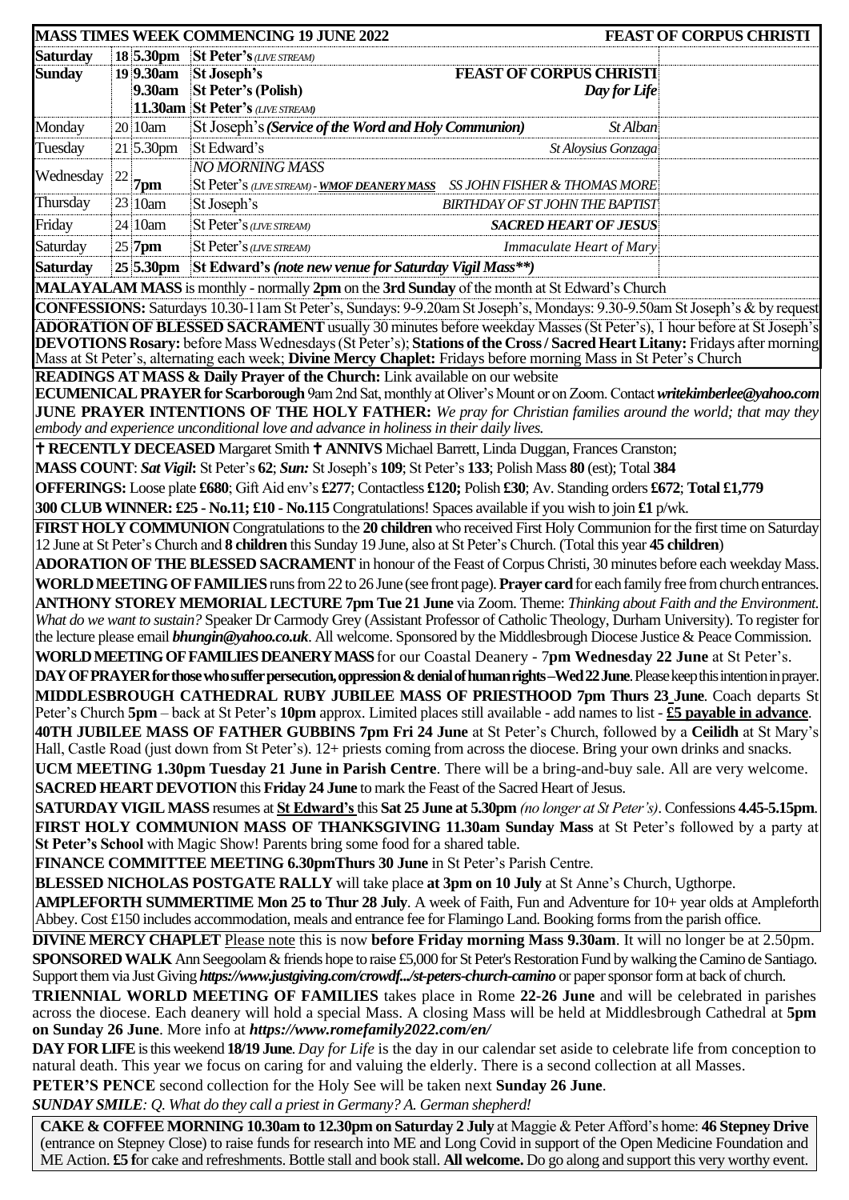| MASS TIMES WEEK COMMENCING 19 JUNE 2022 | | | | FEAST OF CORPUS CHRISTI |
|---|---|---|---|---|
| **Saturday** | **18** | **5.30pm** | **St Peter's** *(LIVE STREAM)* | |
| **Sunday** | **19** | **9.30am** | **St Joseph's** | **FEAST OF CORPUS CHRISTI** |
| | | **9.30am** | **St Peter's (Polish)** | ***Day for Life*** |
| | | **11.30am** | **St Peter's** *(LIVE STREAM)* | |
| Monday | 20 | 10am | St Joseph's ***(Service of the Word and Holy Communion)*** | *St Alban* |
| Tuesday | 21 | 5.30pm | St Edward's | *St Aloysius Gonzaga* |
| Wednesday | 22 | | *NO MORNING MASS* | |
| | | **7pm** | St Peter's *(LIVE STREAM)* - ***WMOF DEANERY MASS*** | *SS JOHN FISHER & THOMAS MORE* |
| Thursday | 23 | 10am | St Joseph's | *BIRTHDAY OF ST JOHN THE BAPTIST* |
| Friday | 24 | 10am | St Peter's *(LIVE STREAM)* | ***SACRED HEART OF JESUS*** |
| Saturday | 25 | **7pm** | St Peter's *(LIVE STREAM)* | *Immaculate Heart of Mary* |
| **Saturday** | **25** | **5.30pm** | **St Edward's *(note new venue for Saturday Vigil Mass**)*** | |

**MALAYALAM MASS** is monthly - normally **2pm** on the **3rd Sunday** of the month at St Edward's Church

**CONFESSIONS:** Saturdays 10.30-11am St Peter's, Sundays: 9-9.20am St Joseph's, Mondays: 9.30-9.50am St Joseph's & by request

**ADORATION OF BLESSED SACRAMENT** usually 30 minutes before weekday Masses (St Peter's), 1 hour before at St Joseph's

**DEVOTIONS Rosary:** before Mass Wednesdays (St Peter's); **Stations of the Cross / Sacred Heart Litany:** Fridays after morning Mass at St Peter's, alternating each week; **Divine Mercy Chaplet:** Fridays before morning Mass in St Peter's Church

**READINGS AT MASS & Daily Prayer of the Church:** Link available on our website

**ECUMENICAL PRAYER for Scarborough** 9am 2nd Sat, monthly at Oliver's Mount or on Zoom. Contact ***writekimberlee@yahoo.com***

**JUNE PRAYER INTENTIONS OF THE HOLY FATHER:** *We pray for Christian families around the world; that may they embody and experience unconditional love and advance in holiness in their daily lives.*

**✝ RECENTLY DECEASED** Margaret Smith **✝ ANNIVS** Michael Barrett, Linda Duggan, Frances Cranston;

**MASS COUNT**: ***Sat Vigil:*** St Peter's **62**; ***Sun:*** St Joseph's **109**; St Peter's **133**; Polish Mass **80** (est); Total **384**

**OFFERINGS:** Loose plate **£680**; Gift Aid env's **£277**; Contactless **£120;** Polish **£30**; Av. Standing orders **£672**; **Total £1,779**

**300 CLUB WINNER: £25 - No.11; £10 - No.115** Congratulations! Spaces available if you wish to join **£1** p/wk.

**FIRST HOLY COMMUNION** Congratulations to the **20 children** who received First Holy Communion for the first time on Saturday 12 June at St Peter's Church and **8 children** this Sunday 19 June, also at St Peter's Church. (Total this year **45 children**)

**ADORATION OF THE BLESSED SACRAMENT** in honour of the Feast of Corpus Christi, 30 minutes before each weekday Mass.

**WORLD MEETING OF FAMILIES** runs from 22 to 26 June (see front page). **Prayer card** for each family free from church entrances.

**ANTHONY STOREY MEMORIAL LECTURE 7pm Tue 21 June** via Zoom. Theme: *Thinking about Faith and the Environment. What do we want to sustain?* Speaker Dr Carmody Grey (Assistant Professor of Catholic Theology, Durham University). To register for the lecture please email ***bhungin@yahoo.co.uk***. All welcome. Sponsored by the Middlesbrough Diocese Justice & Peace Commission.

**WORLD MEETING OF FAMILIES DEANERY MASS** for our Coastal Deanery - 7**pm Wednesday 22 June** at St Peter's.

**DAY OF PRAYER for those who suffer persecution, oppression & denial of human rights – Wed 22 June**. Please keep this intention in prayer.

**MIDDLESBROUGH CATHEDRAL RUBY JUBILEE MASS OF PRIESTHOOD 7pm Thurs 23 June**. Coach departs St Peter's Church **5pm** – back at St Peter's **10pm** approx. Limited places still available - add names to list - **£5 payable in advance**.

**40TH JUBILEE MASS OF FATHER GUBBINS 7pm Fri 24 June** at St Peter's Church, followed by a **Ceilidh** at St Mary's Hall, Castle Road (just down from St Peter's). 12+ priests coming from across the diocese. Bring your own drinks and snacks.

**UCM MEETING 1.30pm Tuesday 21 June in Parish Centre**. There will be a bring-and-buy sale. All are very welcome.

**SACRED HEART DEVOTION** this **Friday 24 June** to mark the Feast of the Sacred Heart of Jesus.

**SATURDAY VIGIL MASS** resumes at **St Edward's** this **Sat 25 June at 5.30pm** *(no longer at St Peter's)*. Confessions **4.45-5.15pm**.

**FIRST HOLY COMMUNION MASS OF THANKSGIVING 11.30am Sunday Mass** at St Peter's followed by a party at **St Peter's School** with Magic Show! Parents bring some food for a shared table.

**FINANCE COMMITTEE MEETING 6.30pmThurs 30 June** in St Peter's Parish Centre.

**BLESSED NICHOLAS POSTGATE RALLY** will take place **at 3pm on 10 July** at St Anne's Church, Ugthorpe.

**AMPLEFORTH SUMMERTIME Mon 25 to Thur 28 July**. A week of Faith, Fun and Adventure for 10+ year olds at Ampleforth Abbey. Cost £150 includes accommodation, meals and entrance fee for Flamingo Land. Booking forms from the parish office.

**DIVINE MERCY CHAPLET** Please note this is now **before Friday morning Mass 9.30am**. It will no longer be at 2.50pm.

**SPONSORED WALK** Ann Seegoolam & friends hope to raise £5,000 for St Peter's Restoration Fund by walking the Camino de Santiago. Support them via Just Giving ***https://www.justgiving.com/crowdf.../st-peters-church-camino*** or paper sponsor form at back of church.

**TRIENNIAL WORLD MEETING OF FAMILIES** takes place in Rome **22-26 June** and will be celebrated in parishes across the diocese. Each deanery will hold a special Mass. A closing Mass will be held at Middlesbrough Cathedral at **5pm on Sunday 26 June**. More info at ***https://www.romefamily2022.com/en/***

**DAY FOR LIFE** is this weekend **18/19 June**. *Day for Life* is the day in our calendar set aside to celebrate life from conception to natural death. This year we focus on caring for and valuing the elderly. There is a second collection at all Masses.

**PETER'S PENCE** second collection for the Holy See will be taken next **Sunday 26 June**.

***SUNDAY SMILE****: Q. What do they call a priest in Germany? A. German shepherd!*

**CAKE & COFFEE MORNING 10.30am to 12.30pm on Saturday 2 July** at Maggie & Peter Afford's home: **46 Stepney Drive** (entrance on Stepney Close) to raise funds for research into ME and Long Covid in support of the Open Medicine Foundation and ME Action. **£5 f**or cake and refreshments. Bottle stall and book stall. **All welcome.** Do go along and support this very worthy event.